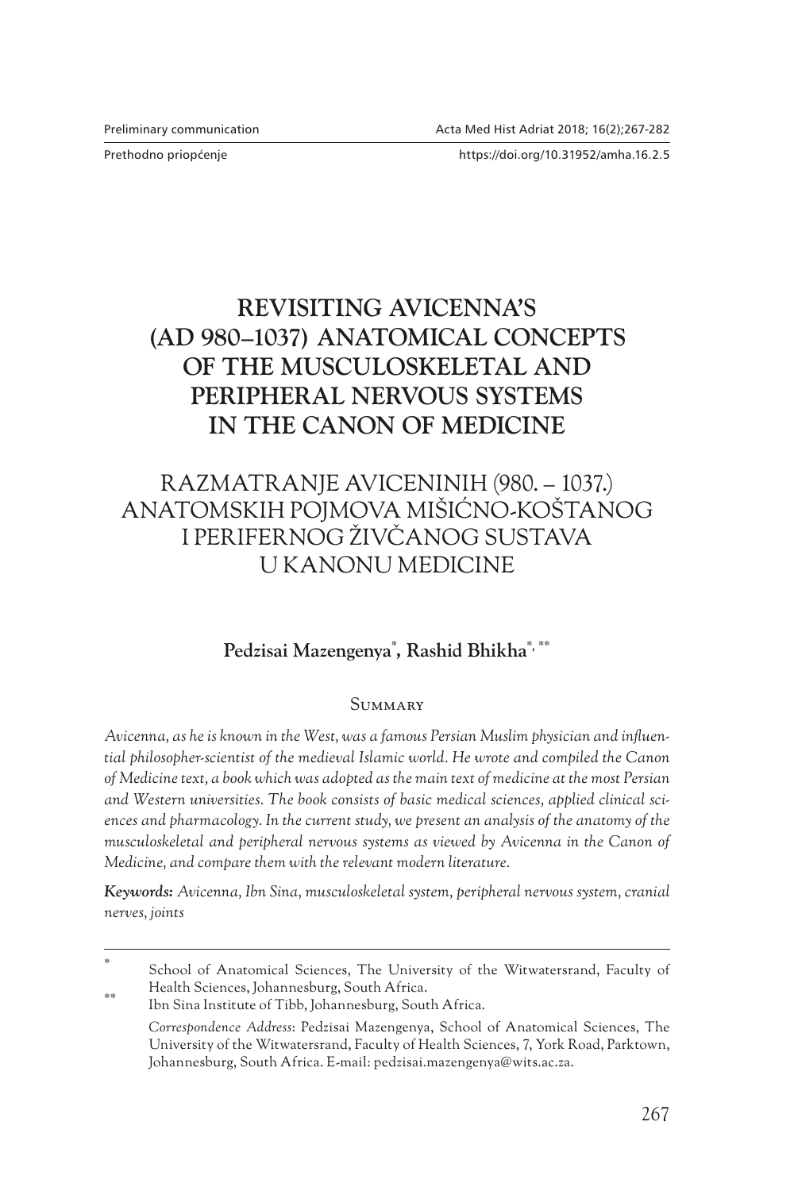Preliminary communication

Prethodno priopćenje

https://doi.org/10.31952/amha.16.2.5

# REVISITING AVICENNA'S (AD 980–1037) ANATOMICAL CONCEPTS OF THE MUSCULOSKELETAL AND PERIPHERAL NERVOUS SYSTEMS IN THE CANON OF MEDICINE

## RAZMATRANJE AVICENINIH (980. – 1037.) ANATOMSKIH POJMOVA MIŠIĆNO-KOŠTANOG I PERIFERNOG ŽIVČANOG SUSTAVA U KANONU MEDICINE

**Pedzisai Mazengenya[*], Rashid Bhikha[*, **]**

### Summary

*Avicenna, as he is known in the West, was a famous Persian Muslim physician and influential philosopher-scientist of the medieval Islamic world. He wrote and compiled the Canon of Medicine text, a book which was adopted as the main text of medicine at the most Persian and Western universities. The book consists of basic medical sciences, applied clinical sciences and pharmacology. In the current study, we present an analysis of the anatomy of the musculoskeletal and peripheral nervous systems as viewed by Avicenna in the Canon of Medicine, and compare them with the relevant modern literature.*

***Keywords:*** *Avicenna, Ibn Sina, musculoskeletal system, peripheral nervous system, cranial nerves, joints*

---

[*] School of Anatomical Sciences, The University of the Witwatersrand, Faculty of Health Sciences, Johannesburg, South Africa.

[**] Ibn Sina Institute of Tibb, Johannesburg, South Africa.

*Correspondence Address*: Pedzisai Mazengenya, School of Anatomical Sciences, The University of the Witwatersrand, Faculty of Health Sciences, 7, York Road, Parktown, Johannesburg, South Africa. E-mail: pedzisai.mazengenya@wits.ac.za.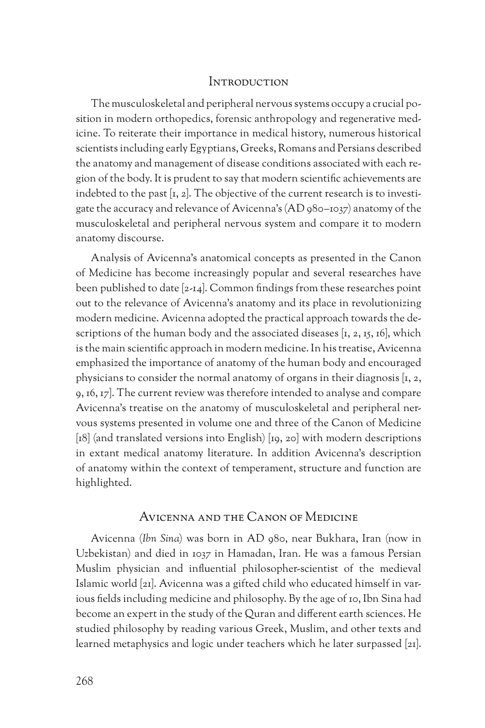## Introduction

The musculoskeletal and peripheral nervous systems occupy a crucial position in modern orthopedics, forensic anthropology and regenerative medicine. To reiterate their importance in medical history, numerous historical scientists including early Egyptians, Greeks, Romans and Persians described the anatomy and management of disease conditions associated with each region of the body. It is prudent to say that modern scientific achievements are indebted to the past [1, 2]. The objective of the current research is to investigate the accuracy and relevance of Avicenna's (AD 980–1037) anatomy of the musculoskeletal and peripheral nervous system and compare it to modern anatomy discourse.

Analysis of Avicenna's anatomical concepts as presented in the Canon of Medicine has become increasingly popular and several researches have been published to date [2-14]. Common findings from these researches point out to the relevance of Avicenna's anatomy and its place in revolutionizing modern medicine. Avicenna adopted the practical approach towards the descriptions of the human body and the associated diseases [1, 2, 15, 16], which is the main scientific approach in modern medicine. In his treatise, Avicenna emphasized the importance of anatomy of the human body and encouraged physicians to consider the normal anatomy of organs in their diagnosis [1, 2, 9, 16, 17]. The current review was therefore intended to analyse and compare Avicenna's treatise on the anatomy of musculoskeletal and peripheral nervous systems presented in volume one and three of the Canon of Medicine [18] (and translated versions into English) [19, 20] with modern descriptions in extant medical anatomy literature. In addition Avicenna's description of anatomy within the context of temperament, structure and function are highlighted.

## Avicenna and the Canon of Medicine

Avicenna (*Ibn Sina*) was born in AD 980, near Bukhara, Iran (now in Uzbekistan) and died in 1037 in Hamadan, Iran. He was a famous Persian Muslim physician and influential philosopher-scientist of the medieval Islamic world [21]. Avicenna was a gifted child who educated himself in various fields including medicine and philosophy. By the age of 10, Ibn Sina had become an expert in the study of the Quran and different earth sciences. He studied philosophy by reading various Greek, Muslim, and other texts and learned metaphysics and logic under teachers which he later surpassed [21].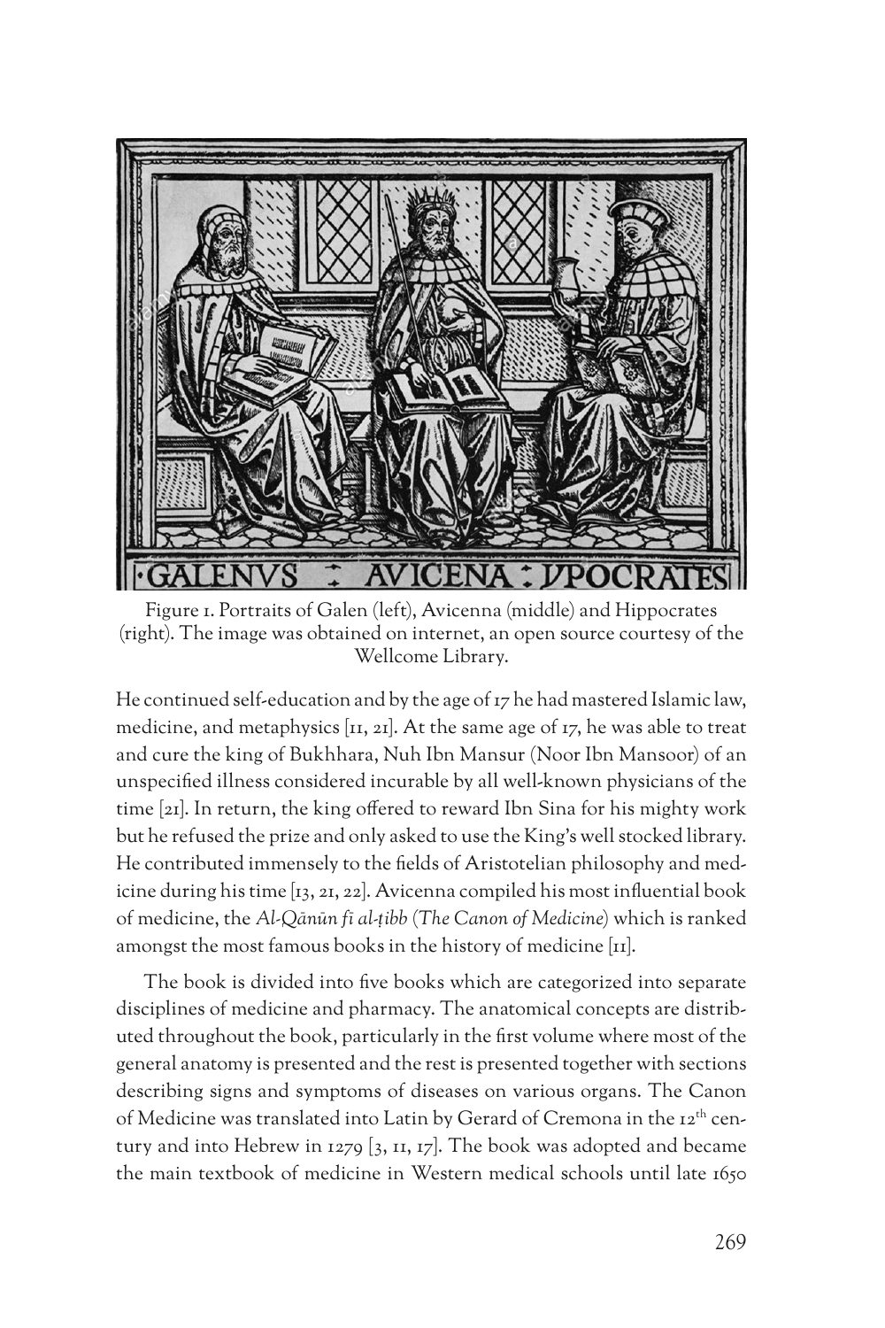Figure 1. Portraits of Galen (left), Avicenna (middle) and Hippocrates (right). The image was obtained on internet, an open source courtesy of the Wellcome Library.

He continued self-education and by the age of 17 he had mastered Islamic law, medicine, and metaphysics [11, 21]. At the same age of 17, he was able to treat and cure the king of Bukhhara, Nuh Ibn Mansur (Noor Ibn Mansoor) of an unspecified illness considered incurable by all well-known physicians of the time [21]. In return, the king offered to reward Ibn Sina for his mighty work but he refused the prize and only asked to use the King's well stocked library. He contributed immensely to the fields of Aristotelian philosophy and medicine during his time [13, 21, 22]. Avicenna compiled his most influential book of medicine, the *Al-Qānūn fī al-ṭibb* (*The Canon of Medicine*) which is ranked amongst the most famous books in the history of medicine [11].

The book is divided into five books which are categorized into separate disciplines of medicine and pharmacy. The anatomical concepts are distributed throughout the book, particularly in the first volume where most of the general anatomy is presented and the rest is presented together with sections describing signs and symptoms of diseases on various organs. The Canon of Medicine was translated into Latin by Gerard of Cremona in the 12th century and into Hebrew in 1279 [3, 11, 17]. The book was adopted and became the main textbook of medicine in Western medical schools until late 1650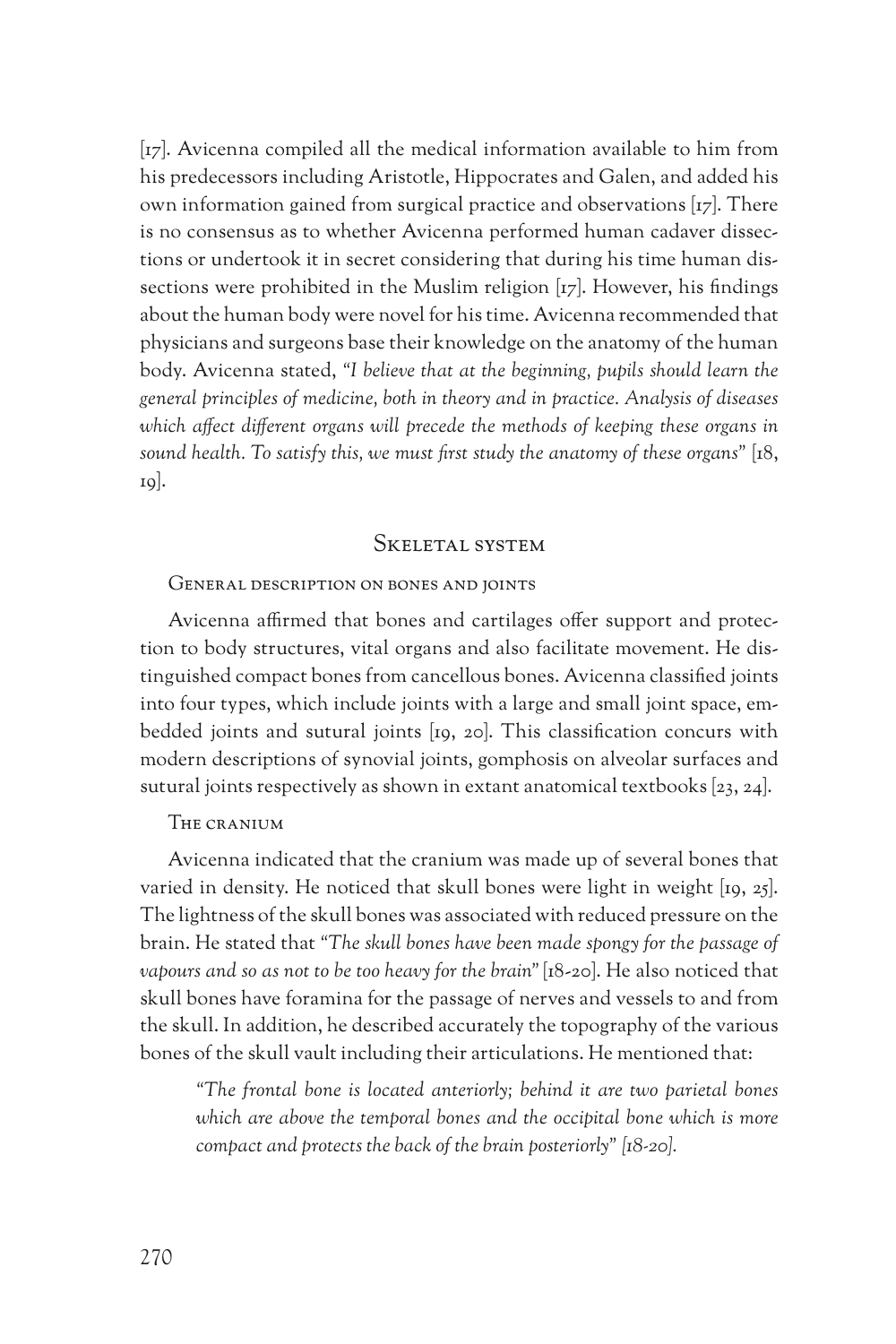[17]. Avicenna compiled all the medical information available to him from his predecessors including Aristotle, Hippocrates and Galen, and added his own information gained from surgical practice and observations [17]. There is no consensus as to whether Avicenna performed human cadaver dissections or undertook it in secret considering that during his time human dissections were prohibited in the Muslim religion [17]. However, his findings about the human body were novel for his time. Avicenna recommended that physicians and surgeons base their knowledge on the anatomy of the human body. Avicenna stated, *"I believe that at the beginning, pupils should learn the general principles of medicine, both in theory and in practice. Analysis of diseases which affect different organs will precede the methods of keeping these organs in sound health. To satisfy this, we must first study the anatomy of these organs"* [18, 19].

## Skeletal system

### General description on bones and joints

Avicenna affirmed that bones and cartilages offer support and protection to body structures, vital organs and also facilitate movement. He distinguished compact bones from cancellous bones. Avicenna classified joints into four types, which include joints with a large and small joint space, embedded joints and sutural joints [19, 20]. This classification concurs with modern descriptions of synovial joints, gomphosis on alveolar surfaces and sutural joints respectively as shown in extant anatomical textbooks [23, 24].

### The cranium

Avicenna indicated that the cranium was made up of several bones that varied in density. He noticed that skull bones were light in weight [19, 25]. The lightness of the skull bones was associated with reduced pressure on the brain. He stated that *"The skull bones have been made spongy for the passage of vapours and so as not to be too heavy for the brain"* [18-20]. He also noticed that skull bones have foramina for the passage of nerves and vessels to and from the skull. In addition, he described accurately the topography of the various bones of the skull vault including their articulations. He mentioned that:

> *"The frontal bone is located anteriorly; behind it are two parietal bones which are above the temporal bones and the occipital bone which is more compact and protects the back of the brain posteriorly" [18-20].*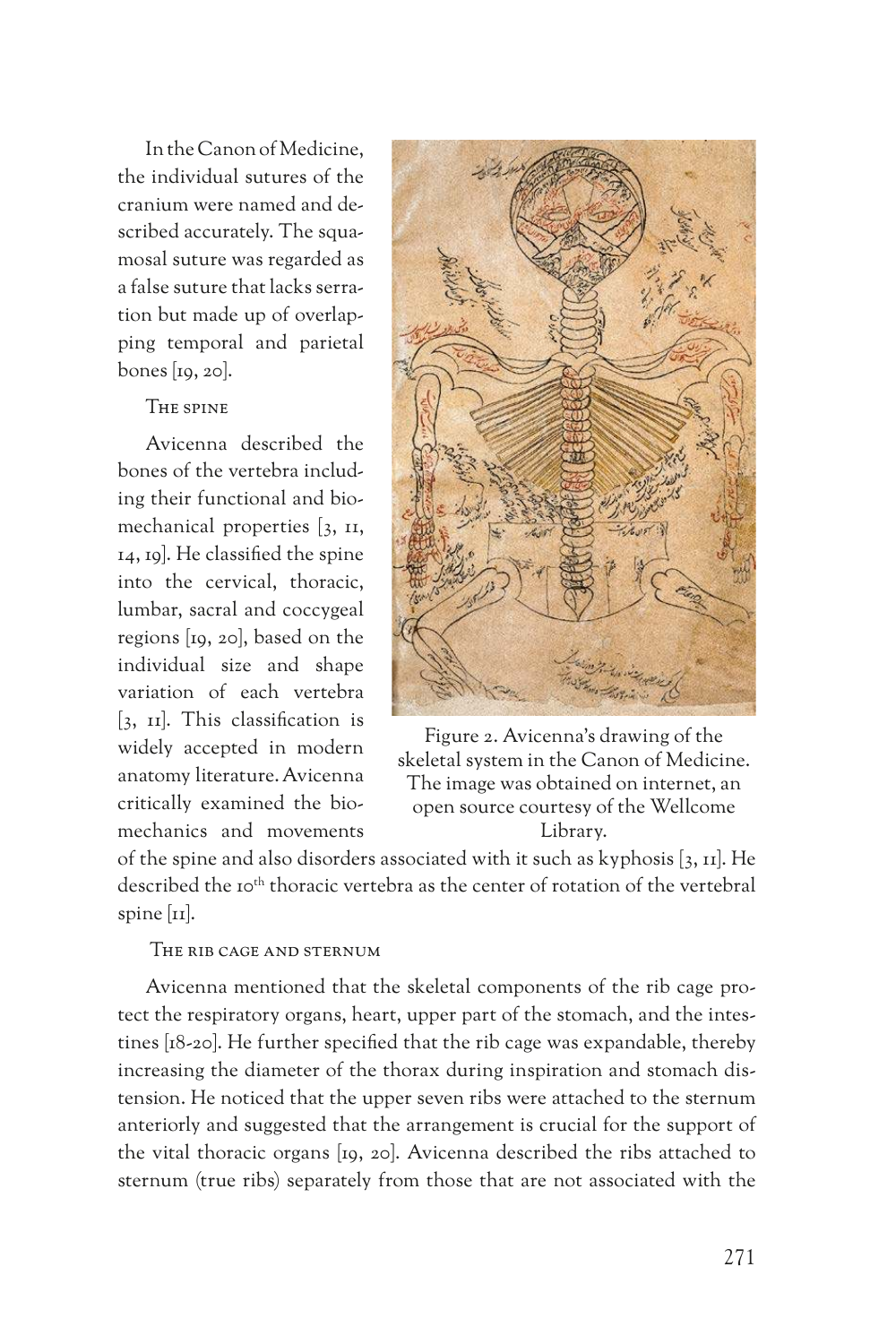In the Canon of Medicine, the individual sutures of the cranium were named and described accurately. The squamosal suture was regarded as a false suture that lacks serration but made up of overlapping temporal and parietal bones [19, 20].

### The spine

Avicenna described the bones of the vertebra including their functional and biomechanical properties [3, 11, 14, 19]. He classified the spine into the cervical, thoracic, lumbar, sacral and coccygeal regions [19, 20], based on the individual size and shape variation of each vertebra [3, 11]. This classification is widely accepted in modern anatomy literature. Avicenna critically examined the biomechanics and movements of the spine and also disorders associated with it such as kyphosis [3, 11]. He described the 10th thoracic vertebra as the center of rotation of the vertebral spine [11].

Figure 2. Avicenna's drawing of the skeletal system in the Canon of Medicine. The image was obtained on internet, an open source courtesy of the Wellcome Library.

### The rib cage and sternum

Avicenna mentioned that the skeletal components of the rib cage protect the respiratory organs, heart, upper part of the stomach, and the intestines [18-20]. He further specified that the rib cage was expandable, thereby increasing the diameter of the thorax during inspiration and stomach distension. He noticed that the upper seven ribs were attached to the sternum anteriorly and suggested that the arrangement is crucial for the support of the vital thoracic organs [19, 20]. Avicenna described the ribs attached to sternum (true ribs) separately from those that are not associated with the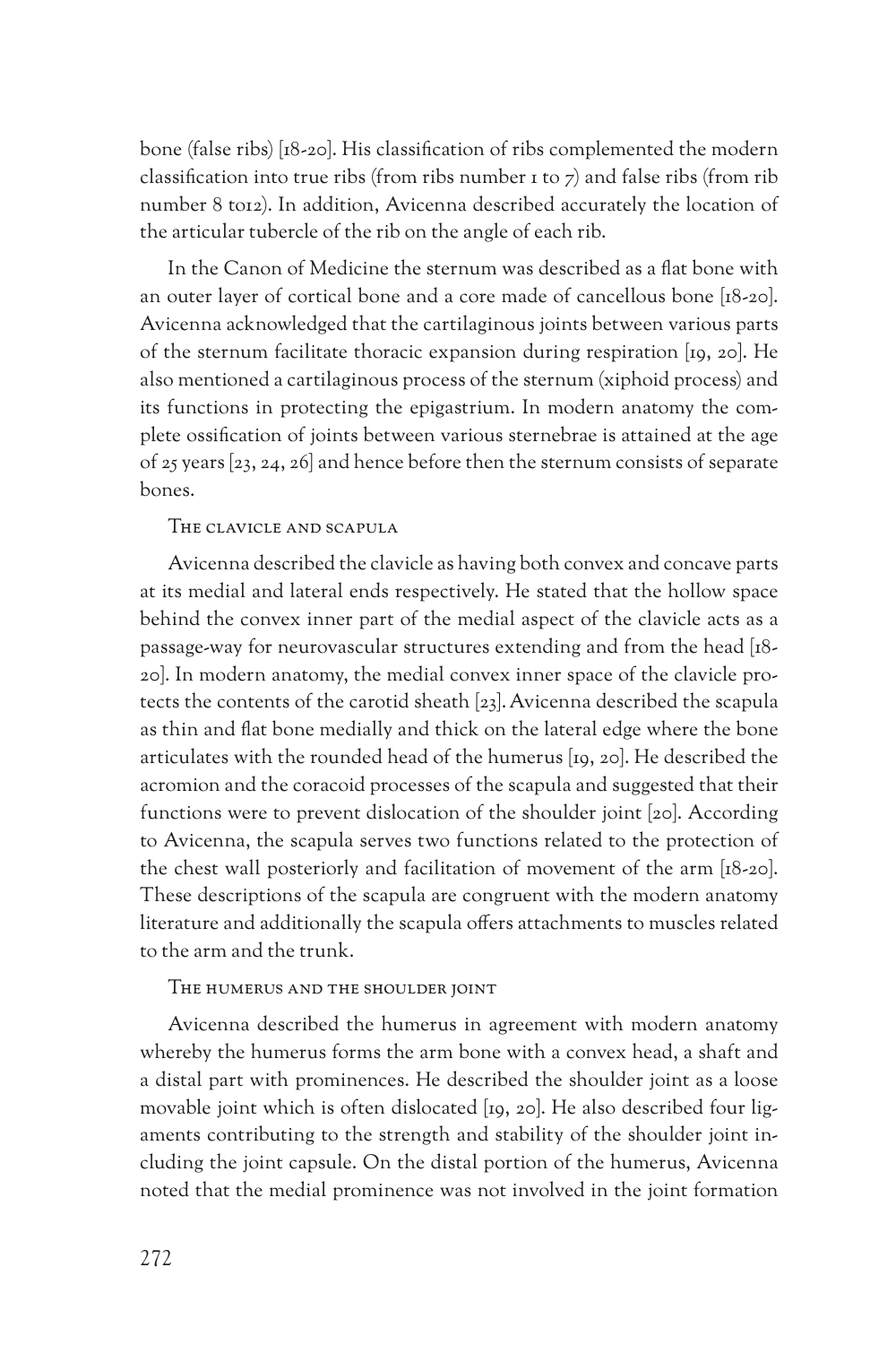bone (false ribs) [18-20]. His classification of ribs complemented the modern classification into true ribs (from ribs number 1 to 7) and false ribs (from rib number 8 to12). In addition, Avicenna described accurately the location of the articular tubercle of the rib on the angle of each rib.

In the Canon of Medicine the sternum was described as a flat bone with an outer layer of cortical bone and a core made of cancellous bone [18-20]. Avicenna acknowledged that the cartilaginous joints between various parts of the sternum facilitate thoracic expansion during respiration [19, 20]. He also mentioned a cartilaginous process of the sternum (xiphoid process) and its functions in protecting the epigastrium. In modern anatomy the complete ossification of joints between various sternebrae is attained at the age of 25 years [23, 24, 26] and hence before then the sternum consists of separate bones.

### The clavicle and scapula

Avicenna described the clavicle as having both convex and concave parts at its medial and lateral ends respectively. He stated that the hollow space behind the convex inner part of the medial aspect of the clavicle acts as a passage-way for neurovascular structures extending and from the head [18-20]. In modern anatomy, the medial convex inner space of the clavicle protects the contents of the carotid sheath [23]. Avicenna described the scapula as thin and flat bone medially and thick on the lateral edge where the bone articulates with the rounded head of the humerus [19, 20]. He described the acromion and the coracoid processes of the scapula and suggested that their functions were to prevent dislocation of the shoulder joint [20]. According to Avicenna, the scapula serves two functions related to the protection of the chest wall posteriorly and facilitation of movement of the arm [18-20]. These descriptions of the scapula are congruent with the modern anatomy literature and additionally the scapula offers attachments to muscles related to the arm and the trunk.

### The humerus and the shoulder joint

Avicenna described the humerus in agreement with modern anatomy whereby the humerus forms the arm bone with a convex head, a shaft and a distal part with prominences. He described the shoulder joint as a loose movable joint which is often dislocated [19, 20]. He also described four ligaments contributing to the strength and stability of the shoulder joint including the joint capsule. On the distal portion of the humerus, Avicenna noted that the medial prominence was not involved in the joint formation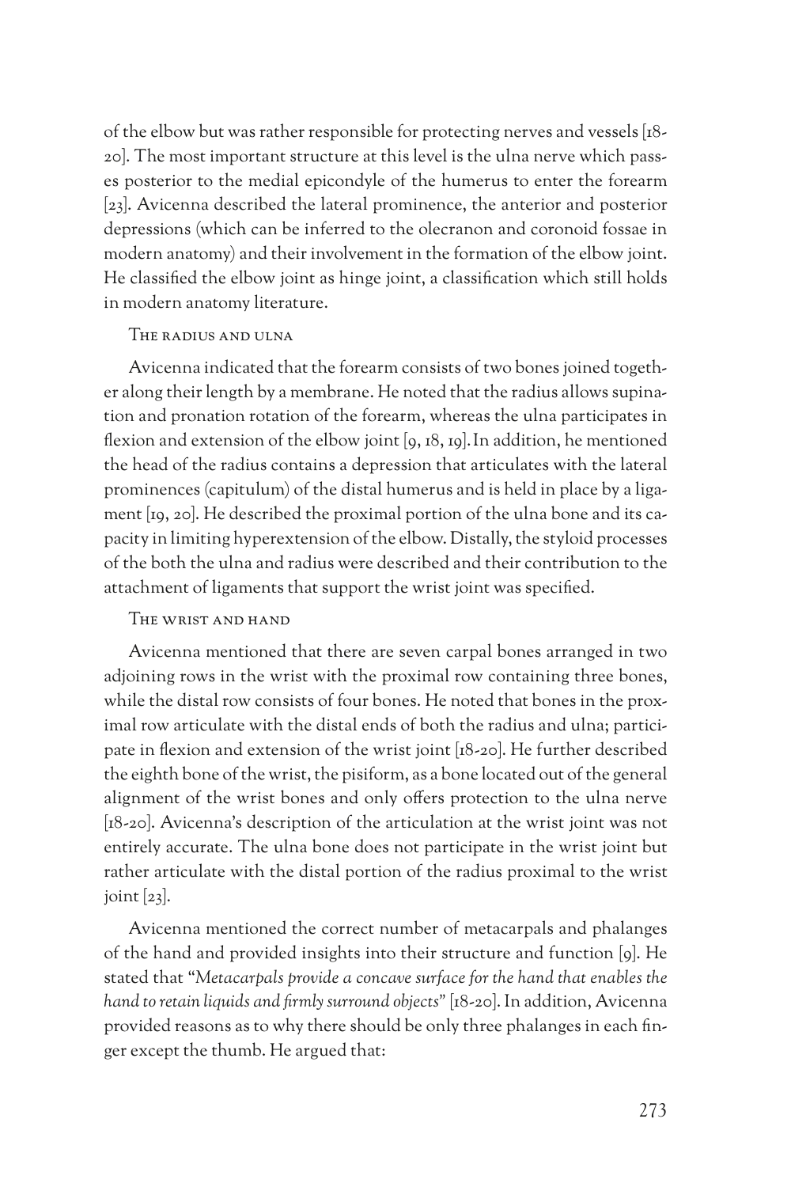of the elbow but was rather responsible for protecting nerves and vessels [18-20]. The most important structure at this level is the ulna nerve which passes posterior to the medial epicondyle of the humerus to enter the forearm [23]. Avicenna described the lateral prominence, the anterior and posterior depressions (which can be inferred to the olecranon and coronoid fossae in modern anatomy) and their involvement in the formation of the elbow joint. He classified the elbow joint as hinge joint, a classification which still holds in modern anatomy literature.

### The radius and ulna

Avicenna indicated that the forearm consists of two bones joined together along their length by a membrane. He noted that the radius allows supination and pronation rotation of the forearm, whereas the ulna participates in flexion and extension of the elbow joint [9, 18, 19]. In addition, he mentioned the head of the radius contains a depression that articulates with the lateral prominences (capitulum) of the distal humerus and is held in place by a ligament [19, 20]. He described the proximal portion of the ulna bone and its capacity in limiting hyperextension of the elbow. Distally, the styloid processes of the both the ulna and radius were described and their contribution to the attachment of ligaments that support the wrist joint was specified.

### The wrist and hand

Avicenna mentioned that there are seven carpal bones arranged in two adjoining rows in the wrist with the proximal row containing three bones, while the distal row consists of four bones. He noted that bones in the proximal row articulate with the distal ends of both the radius and ulna; participate in flexion and extension of the wrist joint [18-20]. He further described the eighth bone of the wrist, the pisiform, as a bone located out of the general alignment of the wrist bones and only offers protection to the ulna nerve [18-20]. Avicenna's description of the articulation at the wrist joint was not entirely accurate. The ulna bone does not participate in the wrist joint but rather articulate with the distal portion of the radius proximal to the wrist joint [23].

Avicenna mentioned the correct number of metacarpals and phalanges of the hand and provided insights into their structure and function [9]. He stated that "*Metacarpals provide a concave surface for the hand that enables the hand to retain liquids and firmly surround objects*" [18-20]. In addition, Avicenna provided reasons as to why there should be only three phalanges in each finger except the thumb. He argued that: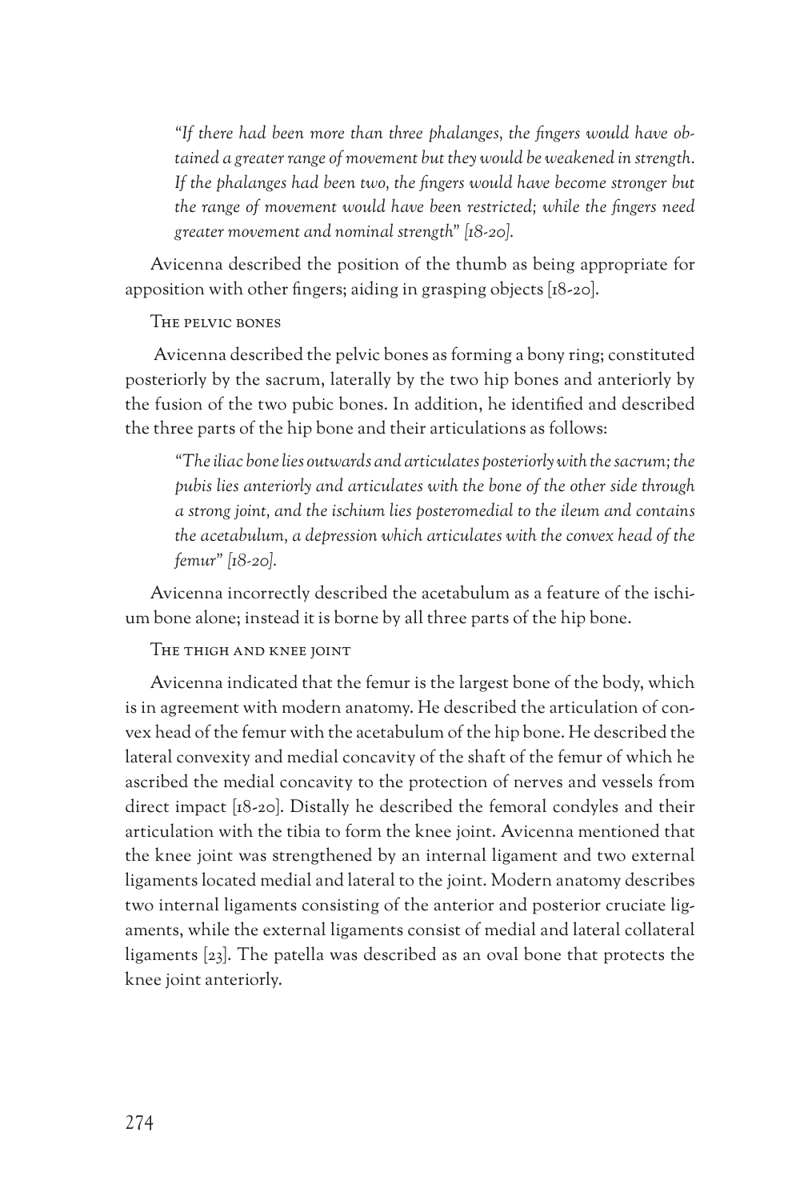> *"If there had been more than three phalanges, the fingers would have obtained a greater range of movement but they would be weakened in strength. If the phalanges had been two, the fingers would have become stronger but the range of movement would have been restricted; while the fingers need greater movement and nominal strength" [18-20].*

Avicenna described the position of the thumb as being appropriate for apposition with other fingers; aiding in grasping objects [18-20].

### The pelvic bones

Avicenna described the pelvic bones as forming a bony ring; constituted posteriorly by the sacrum, laterally by the two hip bones and anteriorly by the fusion of the two pubic bones. In addition, he identified and described the three parts of the hip bone and their articulations as follows:

> *"The iliac bone lies outwards and articulates posteriorly with the sacrum; the pubis lies anteriorly and articulates with the bone of the other side through a strong joint, and the ischium lies posteromedial to the ileum and contains the acetabulum, a depression which articulates with the convex head of the femur" [18-20].*

Avicenna incorrectly described the acetabulum as a feature of the ischium bone alone; instead it is borne by all three parts of the hip bone.

### The thigh and knee joint

Avicenna indicated that the femur is the largest bone of the body, which is in agreement with modern anatomy. He described the articulation of convex head of the femur with the acetabulum of the hip bone. He described the lateral convexity and medial concavity of the shaft of the femur of which he ascribed the medial concavity to the protection of nerves and vessels from direct impact [18-20]. Distally he described the femoral condyles and their articulation with the tibia to form the knee joint. Avicenna mentioned that the knee joint was strengthened by an internal ligament and two external ligaments located medial and lateral to the joint. Modern anatomy describes two internal ligaments consisting of the anterior and posterior cruciate ligaments, while the external ligaments consist of medial and lateral collateral ligaments [23]. The patella was described as an oval bone that protects the knee joint anteriorly.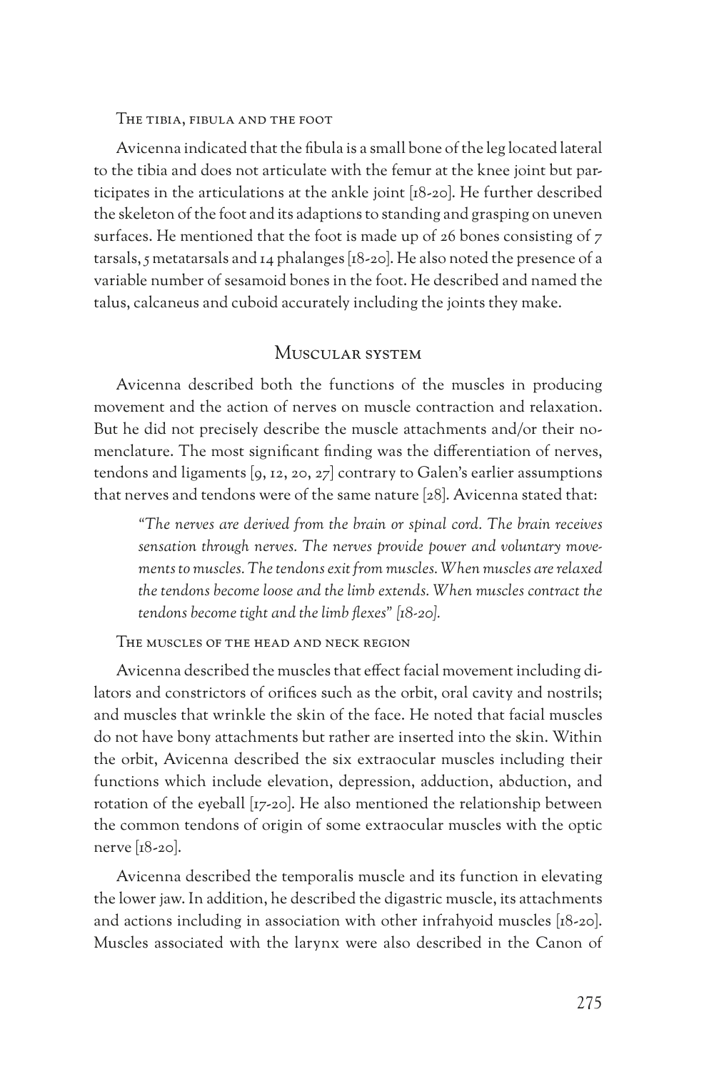### The tibia, fibula and the foot

Avicenna indicated that the fibula is a small bone of the leg located lateral to the tibia and does not articulate with the femur at the knee joint but participates in the articulations at the ankle joint [18-20]. He further described the skeleton of the foot and its adaptions to standing and grasping on uneven surfaces. He mentioned that the foot is made up of 26 bones consisting of 7 tarsals, 5 metatarsals and 14 phalanges [18-20]. He also noted the presence of a variable number of sesamoid bones in the foot. He described and named the talus, calcaneus and cuboid accurately including the joints they make.

## Muscular system

Avicenna described both the functions of the muscles in producing movement and the action of nerves on muscle contraction and relaxation. But he did not precisely describe the muscle attachments and/or their nomenclature. The most significant finding was the differentiation of nerves, tendons and ligaments [9, 12, 20, 27] contrary to Galen's earlier assumptions that nerves and tendons were of the same nature [28]. Avicenna stated that:

> *"The nerves are derived from the brain or spinal cord. The brain receives sensation through nerves. The nerves provide power and voluntary movements to muscles. The tendons exit from muscles. When muscles are relaxed the tendons become loose and the limb extends. When muscles contract the tendons become tight and the limb flexes" [18-20].*

### The muscles of the head and neck region

Avicenna described the muscles that effect facial movement including dilators and constrictors of orifices such as the orbit, oral cavity and nostrils; and muscles that wrinkle the skin of the face. He noted that facial muscles do not have bony attachments but rather are inserted into the skin. Within the orbit, Avicenna described the six extraocular muscles including their functions which include elevation, depression, adduction, abduction, and rotation of the eyeball [17-20]. He also mentioned the relationship between the common tendons of origin of some extraocular muscles with the optic nerve [18-20].

Avicenna described the temporalis muscle and its function in elevating the lower jaw. In addition, he described the digastric muscle, its attachments and actions including in association with other infrahyoid muscles [18-20]. Muscles associated with the larynx were also described in the Canon of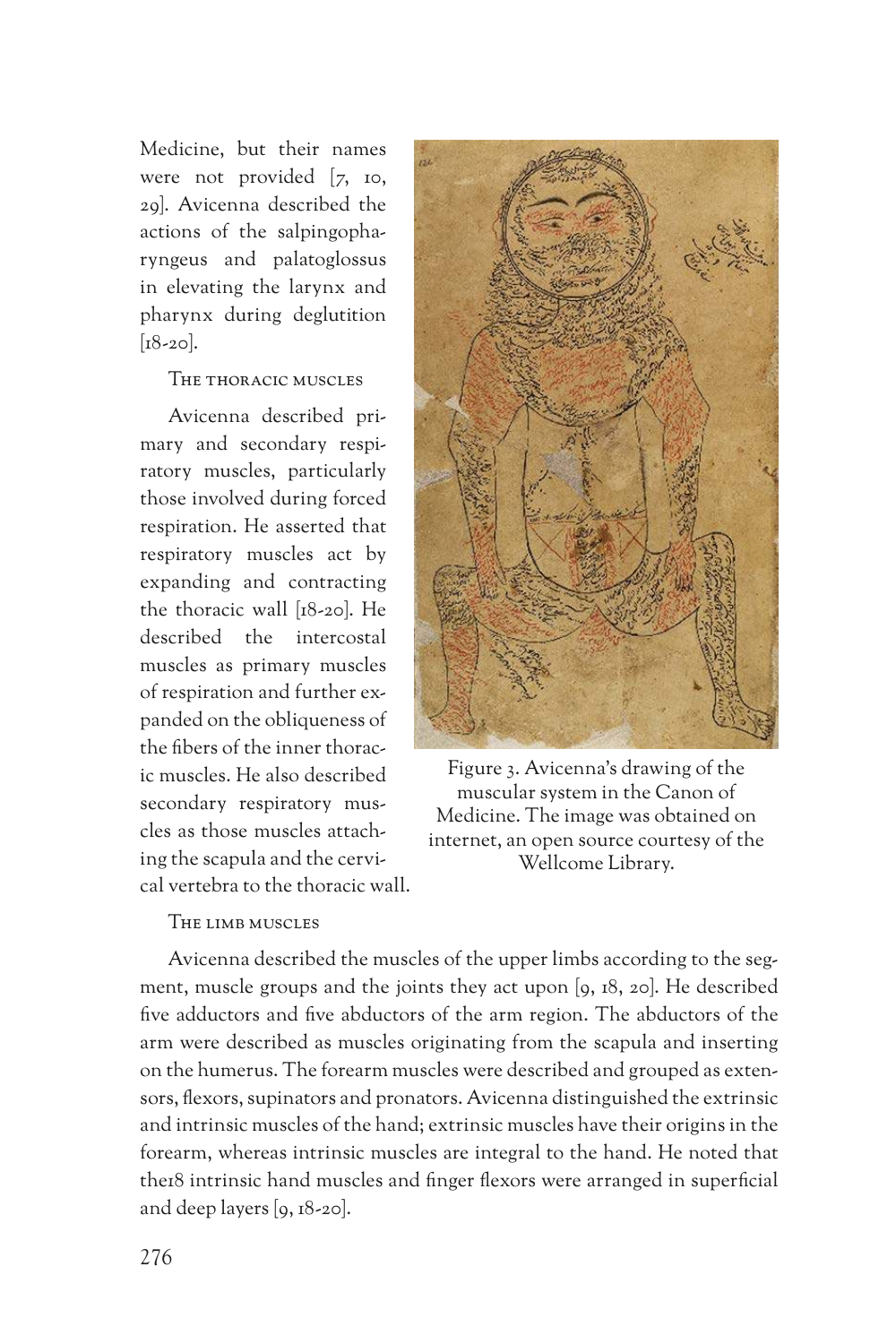Medicine, but their names were not provided [7, 10, 29]. Avicenna described the actions of the salpingopharyngeus and palatoglossus in elevating the larynx and pharynx during deglutition [18-20].

### The thoracic muscles

Avicenna described primary and secondary respiratory muscles, particularly those involved during forced respiration. He asserted that respiratory muscles act by expanding and contracting the thoracic wall [18-20]. He described the intercostal muscles as primary muscles of respiration and further expanded on the obliqueness of the fibers of the inner thoracic muscles. He also described secondary respiratory muscles as those muscles attaching the scapula and the cervical vertebra to the thoracic wall.

Figure 3. Avicenna's drawing of the muscular system in the Canon of Medicine. The image was obtained on internet, an open source courtesy of the Wellcome Library.

### The limb muscles

Avicenna described the muscles of the upper limbs according to the segment, muscle groups and the joints they act upon [9, 18, 20]. He described five adductors and five abductors of the arm region. The abductors of the arm were described as muscles originating from the scapula and inserting on the humerus. The forearm muscles were described and grouped as extensors, flexors, supinators and pronators. Avicenna distinguished the extrinsic and intrinsic muscles of the hand; extrinsic muscles have their origins in the forearm, whereas intrinsic muscles are integral to the hand. He noted that the18 intrinsic hand muscles and finger flexors were arranged in superficial and deep layers [9, 18-20].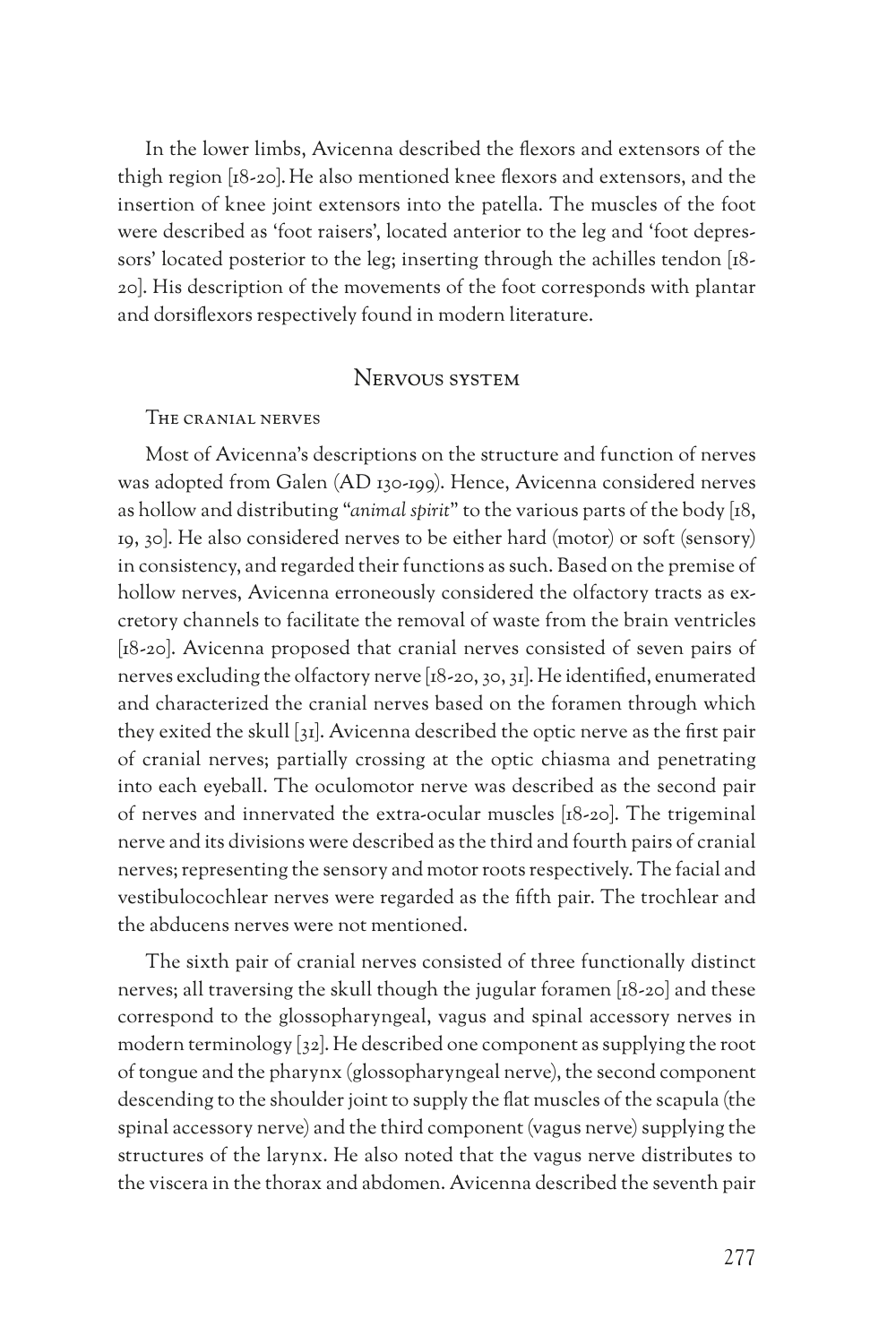In the lower limbs, Avicenna described the flexors and extensors of the thigh region [18-20]. He also mentioned knee flexors and extensors, and the insertion of knee joint extensors into the patella. The muscles of the foot were described as 'foot raisers', located anterior to the leg and 'foot depressors' located posterior to the leg; inserting through the achilles tendon [18-20]. His description of the movements of the foot corresponds with plantar and dorsiflexors respectively found in modern literature.

## Nervous system

### The cranial nerves

Most of Avicenna's descriptions on the structure and function of nerves was adopted from Galen (AD 130-199). Hence, Avicenna considered nerves as hollow and distributing "*animal spirit*" to the various parts of the body [18, 19, 30]. He also considered nerves to be either hard (motor) or soft (sensory) in consistency, and regarded their functions as such. Based on the premise of hollow nerves, Avicenna erroneously considered the olfactory tracts as excretory channels to facilitate the removal of waste from the brain ventricles [18-20]. Avicenna proposed that cranial nerves consisted of seven pairs of nerves excluding the olfactory nerve [18-20, 30, 31]. He identified, enumerated and characterized the cranial nerves based on the foramen through which they exited the skull [31]. Avicenna described the optic nerve as the first pair of cranial nerves; partially crossing at the optic chiasma and penetrating into each eyeball. The oculomotor nerve was described as the second pair of nerves and innervated the extra-ocular muscles [18-20]. The trigeminal nerve and its divisions were described as the third and fourth pairs of cranial nerves; representing the sensory and motor roots respectively. The facial and vestibulocochlear nerves were regarded as the fifth pair. The trochlear and the abducens nerves were not mentioned.

The sixth pair of cranial nerves consisted of three functionally distinct nerves; all traversing the skull though the jugular foramen [18-20] and these correspond to the glossopharyngeal, vagus and spinal accessory nerves in modern terminology [32]. He described one component as supplying the root of tongue and the pharynx (glossopharyngeal nerve), the second component descending to the shoulder joint to supply the flat muscles of the scapula (the spinal accessory nerve) and the third component (vagus nerve) supplying the structures of the larynx. He also noted that the vagus nerve distributes to the viscera in the thorax and abdomen. Avicenna described the seventh pair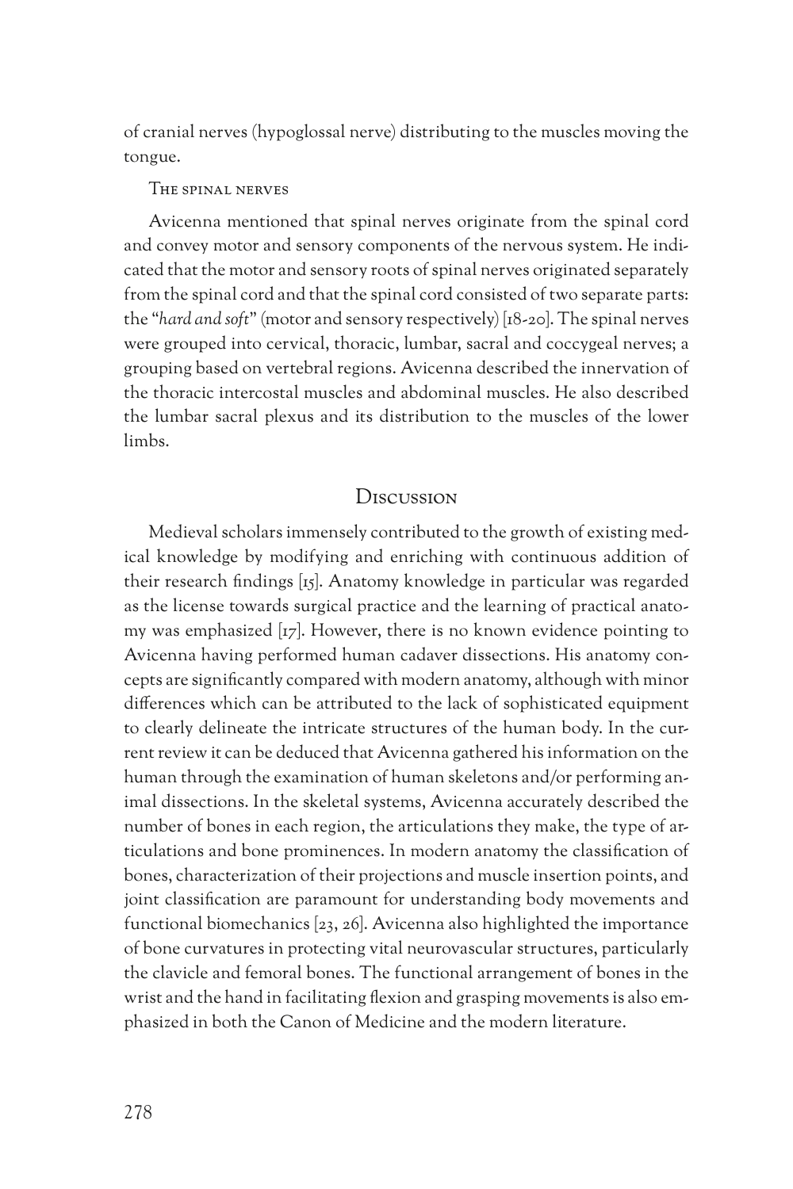of cranial nerves (hypoglossal nerve) distributing to the muscles moving the tongue.

### The spinal nerves

Avicenna mentioned that spinal nerves originate from the spinal cord and convey motor and sensory components of the nervous system. He indicated that the motor and sensory roots of spinal nerves originated separately from the spinal cord and that the spinal cord consisted of two separate parts: the "*hard and soft*" (motor and sensory respectively) [18-20]. The spinal nerves were grouped into cervical, thoracic, lumbar, sacral and coccygeal nerves; a grouping based on vertebral regions. Avicenna described the innervation of the thoracic intercostal muscles and abdominal muscles. He also described the lumbar sacral plexus and its distribution to the muscles of the lower limbs.

## Discussion

Medieval scholars immensely contributed to the growth of existing medical knowledge by modifying and enriching with continuous addition of their research findings [15]. Anatomy knowledge in particular was regarded as the license towards surgical practice and the learning of practical anatomy was emphasized [17]. However, there is no known evidence pointing to Avicenna having performed human cadaver dissections. His anatomy concepts are significantly compared with modern anatomy, although with minor differences which can be attributed to the lack of sophisticated equipment to clearly delineate the intricate structures of the human body. In the current review it can be deduced that Avicenna gathered his information on the human through the examination of human skeletons and/or performing animal dissections. In the skeletal systems, Avicenna accurately described the number of bones in each region, the articulations they make, the type of articulations and bone prominences. In modern anatomy the classification of bones, characterization of their projections and muscle insertion points, and joint classification are paramount for understanding body movements and functional biomechanics [23, 26]. Avicenna also highlighted the importance of bone curvatures in protecting vital neurovascular structures, particularly the clavicle and femoral bones. The functional arrangement of bones in the wrist and the hand in facilitating flexion and grasping movements is also emphasized in both the Canon of Medicine and the modern literature.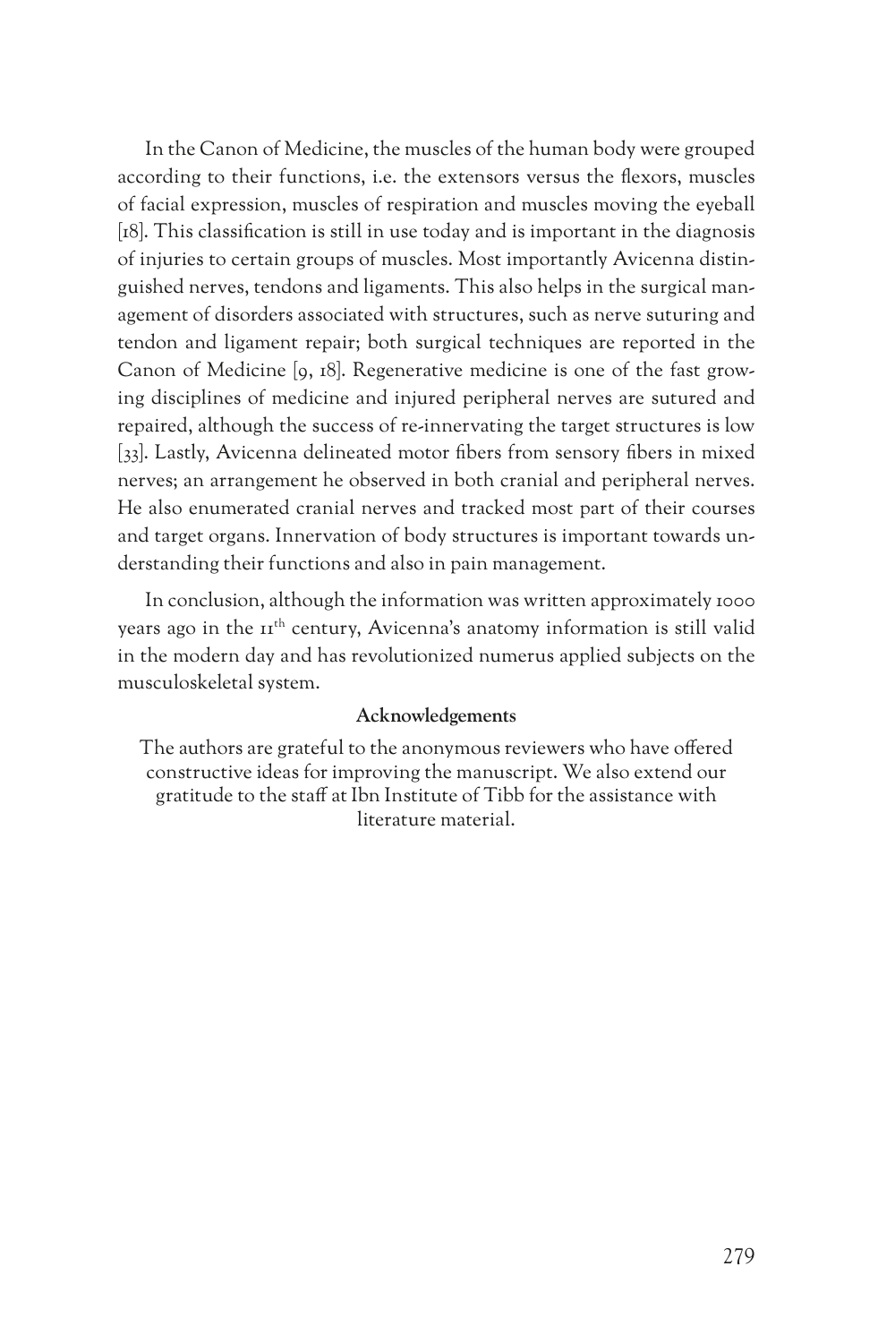In the Canon of Medicine, the muscles of the human body were grouped according to their functions, i.e. the extensors versus the flexors, muscles of facial expression, muscles of respiration and muscles moving the eyeball [18]. This classification is still in use today and is important in the diagnosis of injuries to certain groups of muscles. Most importantly Avicenna distinguished nerves, tendons and ligaments. This also helps in the surgical management of disorders associated with structures, such as nerve suturing and tendon and ligament repair; both surgical techniques are reported in the Canon of Medicine [9, 18]. Regenerative medicine is one of the fast growing disciplines of medicine and injured peripheral nerves are sutured and repaired, although the success of re-innervating the target structures is low [33]. Lastly, Avicenna delineated motor fibers from sensory fibers in mixed nerves; an arrangement he observed in both cranial and peripheral nerves. He also enumerated cranial nerves and tracked most part of their courses and target organs. Innervation of body structures is important towards understanding their functions and also in pain management.

In conclusion, although the information was written approximately 1000 years ago in the 11th century, Avicenna's anatomy information is still valid in the modern day and has revolutionized numerus applied subjects on the musculoskeletal system.

#### Acknowledgements

The authors are grateful to the anonymous reviewers who have offered constructive ideas for improving the manuscript. We also extend our gratitude to the staff at Ibn Institute of Tibb for the assistance with literature material.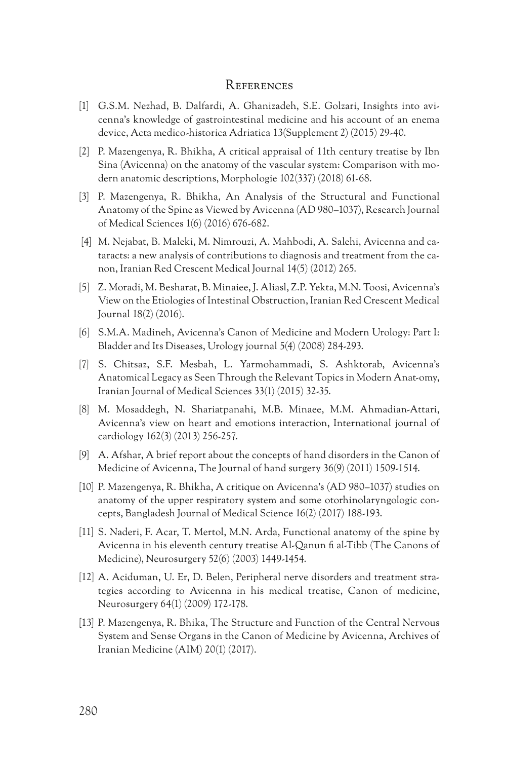## References

[1] G.S.M. Nezhad, B. Dalfardi, A. Ghanizadeh, S.E. Golzari, Insights into avicenna's knowledge of gastrointestinal medicine and his account of an enema device, Acta medico-historica Adriatica 13(Supplement 2) (2015) 29-40.

[2] P. Mazengenya, R. Bhikha, A critical appraisal of 11th century treatise by Ibn Sina (Avicenna) on the anatomy of the vascular system: Comparison with modern anatomic descriptions, Morphologie 102(337) (2018) 61-68.

[3] P. Mazengenya, R. Bhikha, An Analysis of the Structural and Functional Anatomy of the Spine as Viewed by Avicenna (AD 980–1037), Research Journal of Medical Sciences 1(6) (2016) 676-682.

[4] M. Nejabat, B. Maleki, M. Nimrouzi, A. Mahbodi, A. Salehi, Avicenna and cataracts: a new analysis of contributions to diagnosis and treatment from the canon, Iranian Red Crescent Medical Journal 14(5) (2012) 265.

[5] Z. Moradi, M. Besharat, B. Minaiee, J. Aliasl, Z.P. Yekta, M.N. Toosi, Avicenna's View on the Etiologies of Intestinal Obstruction, Iranian Red Crescent Medical Journal 18(2) (2016).

[6] S.M.A. Madineh, Avicenna's Canon of Medicine and Modern Urology: Part I: Bladder and Its Diseases, Urology journal 5(4) (2008) 284-293.

[7] S. Chitsaz, S.F. Mesbah, L. Yarmohammadi, S. Ashktorab, Avicenna's Anatomical Legacy as Seen Through the Relevant Topics in Modern Anat-omy, Iranian Journal of Medical Sciences 33(1) (2015) 32-35.

[8] M. Mosaddegh, N. Shariatpanahi, M.B. Minaee, M.M. Ahmadian-Attari, Avicenna's view on heart and emotions interaction, International journal of cardiology 162(3) (2013) 256-257.

[9] A. Afshar, A brief report about the concepts of hand disorders in the Canon of Medicine of Avicenna, The Journal of hand surgery 36(9) (2011) 1509-1514.

[10] P. Mazengenya, R. Bhikha, A critique on Avicenna's (AD 980–1037) studies on anatomy of the upper respiratory system and some otorhinolaryngologic concepts, Bangladesh Journal of Medical Science 16(2) (2017) 188-193.

[11] S. Naderi, F. Acar, T. Mertol, M.N. Arda, Functional anatomy of the spine by Avicenna in his eleventh century treatise Al-Qanun fi al-Tibb (The Canons of Medicine), Neurosurgery 52(6) (2003) 1449-1454.

[12] A. Aciduman, U. Er, D. Belen, Peripheral nerve disorders and treatment strategies according to Avicenna in his medical treatise, Canon of medicine, Neurosurgery 64(1) (2009) 172-178.

[13] P. Mazengenya, R. Bhika, The Structure and Function of the Central Nervous System and Sense Organs in the Canon of Medicine by Avicenna, Archives of Iranian Medicine (AIM) 20(1) (2017).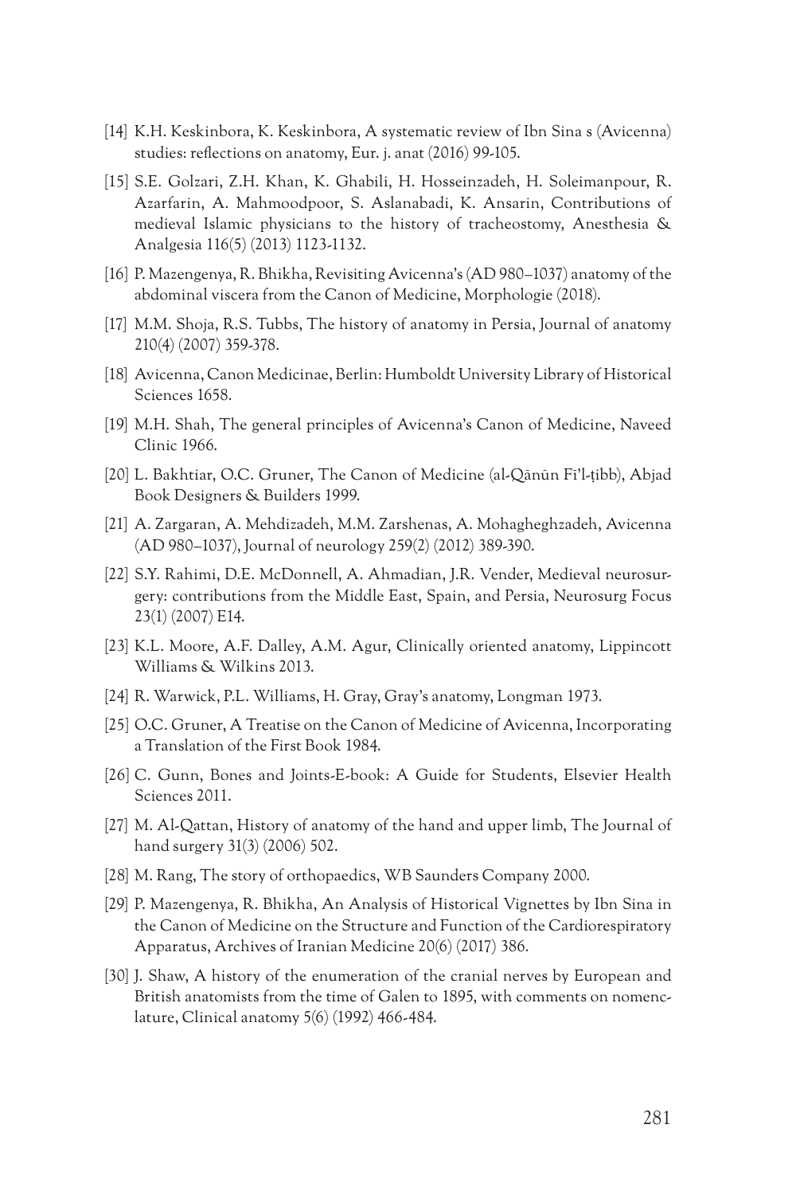[14] K.H. Keskinbora, K. Keskinbora, A systematic review of Ibn Sina s (Avicenna) studies: reflections on anatomy, Eur. j. anat (2016) 99-105.

[15] S.E. Golzari, Z.H. Khan, K. Ghabili, H. Hosseinzadeh, H. Soleimanpour, R. Azarfarin, A. Mahmoodpoor, S. Aslanabadi, K. Ansarin, Contributions of medieval Islamic physicians to the history of tracheostomy, Anesthesia & Analgesia 116(5) (2013) 1123-1132.

[16] P. Mazengenya, R. Bhikha, Revisiting Avicenna's (AD 980–1037) anatomy of the abdominal viscera from the Canon of Medicine, Morphologie (2018).

[17] M.M. Shoja, R.S. Tubbs, The history of anatomy in Persia, Journal of anatomy 210(4) (2007) 359-378.

[18] Avicenna, Canon Medicinae, Berlin: Humboldt University Library of Historical Sciences 1658.

[19] M.H. Shah, The general principles of Avicenna's Canon of Medicine, Naveed Clinic 1966.

[20] L. Bakhtiar, O.C. Gruner, The Canon of Medicine (al-Qānūn Fī'l-ṭibb), Abjad Book Designers & Builders 1999.

[21] A. Zargaran, A. Mehdizadeh, M.M. Zarshenas, A. Mohagheghzadeh, Avicenna (AD 980–1037), Journal of neurology 259(2) (2012) 389-390.

[22] S.Y. Rahimi, D.E. McDonnell, A. Ahmadian, J.R. Vender, Medieval neurosurgery: contributions from the Middle East, Spain, and Persia, Neurosurg Focus 23(1) (2007) E14.

[23] K.L. Moore, A.F. Dalley, A.M. Agur, Clinically oriented anatomy, Lippincott Williams & Wilkins 2013.

[24] R. Warwick, P.L. Williams, H. Gray, Gray's anatomy, Longman 1973.

[25] O.C. Gruner, A Treatise on the Canon of Medicine of Avicenna, Incorporating a Translation of the First Book 1984.

[26] C. Gunn, Bones and Joints-E-book: A Guide for Students, Elsevier Health Sciences 2011.

[27] M. Al-Qattan, History of anatomy of the hand and upper limb, The Journal of hand surgery 31(3) (2006) 502.

[28] M. Rang, The story of orthopaedics, WB Saunders Company 2000.

[29] P. Mazengenya, R. Bhikha, An Analysis of Historical Vignettes by Ibn Sina in the Canon of Medicine on the Structure and Function of the Cardiorespiratory Apparatus, Archives of Iranian Medicine 20(6) (2017) 386.

[30] J. Shaw, A history of the enumeration of the cranial nerves by European and British anatomists from the time of Galen to 1895, with comments on nomenclature, Clinical anatomy 5(6) (1992) 466-484.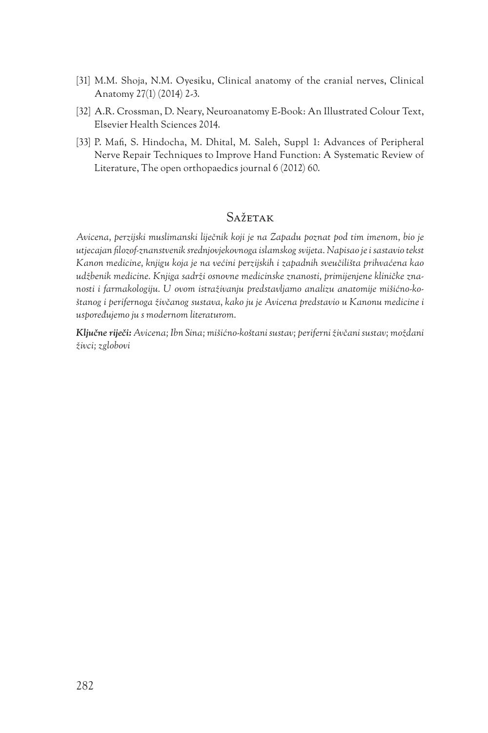[31] M.M. Shoja, N.M. Oyesiku, Clinical anatomy of the cranial nerves, Clinical Anatomy 27(1) (2014) 2-3.

[32] A.R. Crossman, D. Neary, Neuroanatomy E-Book: An Illustrated Colour Text, Elsevier Health Sciences 2014.

[33] P. Mafi, S. Hindocha, M. Dhital, M. Saleh, Suppl 1: Advances of Peripheral Nerve Repair Techniques to Improve Hand Function: A Systematic Review of Literature, The open orthopaedics journal 6 (2012) 60.

## Sažetak

*Avicena, perzijski muslimanski liječnik koji je na Zapadu poznat pod tim imenom, bio je utjecajan filozof-znanstvenik srednjovjekovnoga islamskog svijeta. Napisao je i sastavio tekst Kanon medicine, knjigu koja je na većini perzijskih i zapadnih sveučilišta prihvaćena kao udžbenik medicine. Knjiga sadrži osnovne medicinske znanosti, primijenjene kliničke znanosti i farmakologiju. U ovom istraživanju predstavljamo analizu anatomije mišićno-koštanog i perifernoga živčanog sustava, kako ju je Avicena predstavio u Kanonu medicine i uspoređujemo ju s modernom literaturom.*

***Ključne riječi:*** *Avicena; Ibn Sina; mišićno-koštani sustav; periferni živčani sustav; moždani živci; zglobovi*